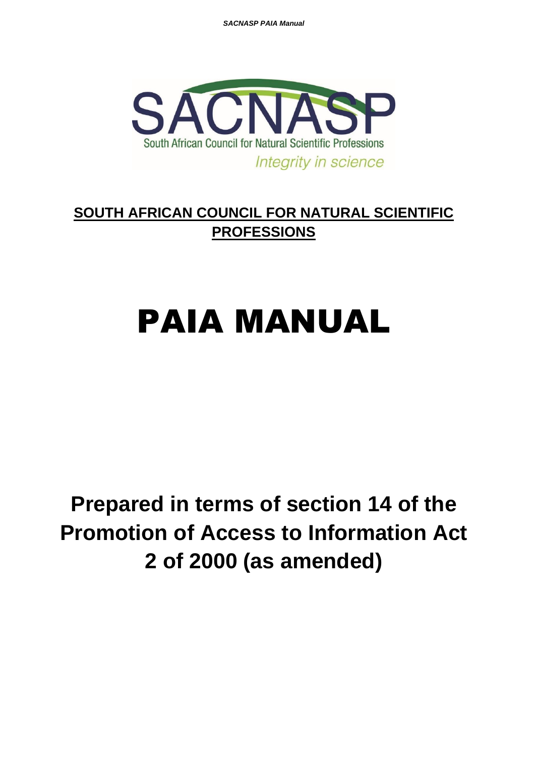SACNASP

South African Council for Natural Scientific Professions

*Integrity in science*

**SOUTH AFRICAN COUNCIL FOR NATURAL SCIENTIFIC PROFESSIONS**

# PAIA MANUAL

## Prepared in terms of section 14 of the Promotion of Access to Information Act 2 of 2000 (as amended)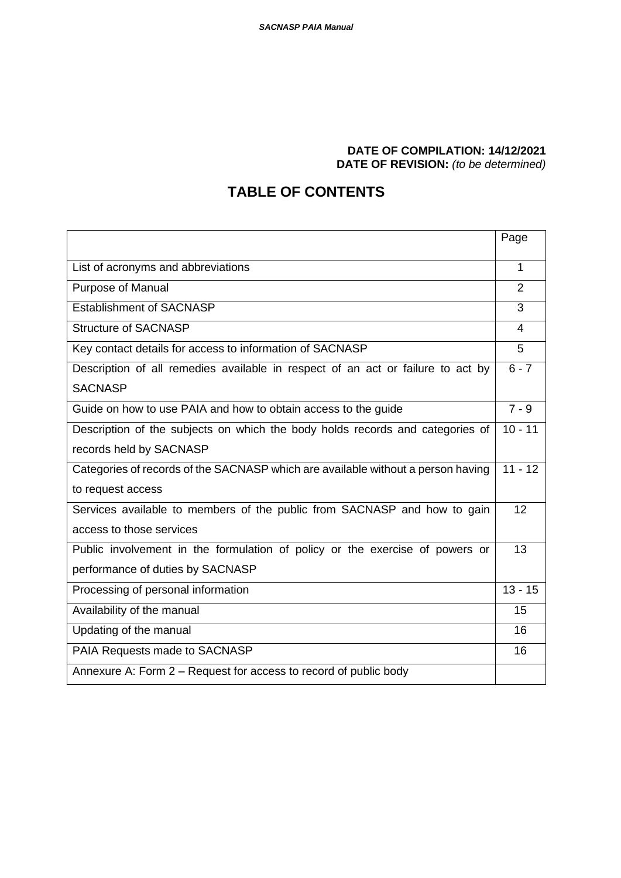**DATE OF COMPILATION: 14/12/2021**
**DATE OF REVISION:** *(to be determined)*

# TABLE OF CONTENTS

| | Page |
|---|---|
| List of acronyms and abbreviations | 1 |
| Purpose of Manual | 2 |
| Establishment of SACNASP | 3 |
| Structure of SACNASP | 4 |
| Key contact details for access to information of SACNASP | 5 |
| Description of all remedies available in respect of an act or failure to act by SACNASP | 6 - 7 |
| Guide on how to use PAIA and how to obtain access to the guide | 7 - 9 |
| Description of the subjects on which the body holds records and categories of records held by SACNASP | 10 - 11 |
| Categories of records of the SACNASP which are available without a person having to request access | 11 - 12 |
| Services available to members of the public from SACNASP and how to gain access to those services | 12 |
| Public involvement in the formulation of policy or the exercise of powers or performance of duties by SACNASP | 13 |
| Processing of personal information | 13 - 15 |
| Availability of the manual | 15 |
| Updating of the manual | 16 |
| PAIA Requests made to SACNASP | 16 |
| Annexure A: Form 2 – Request for access to record of public body | |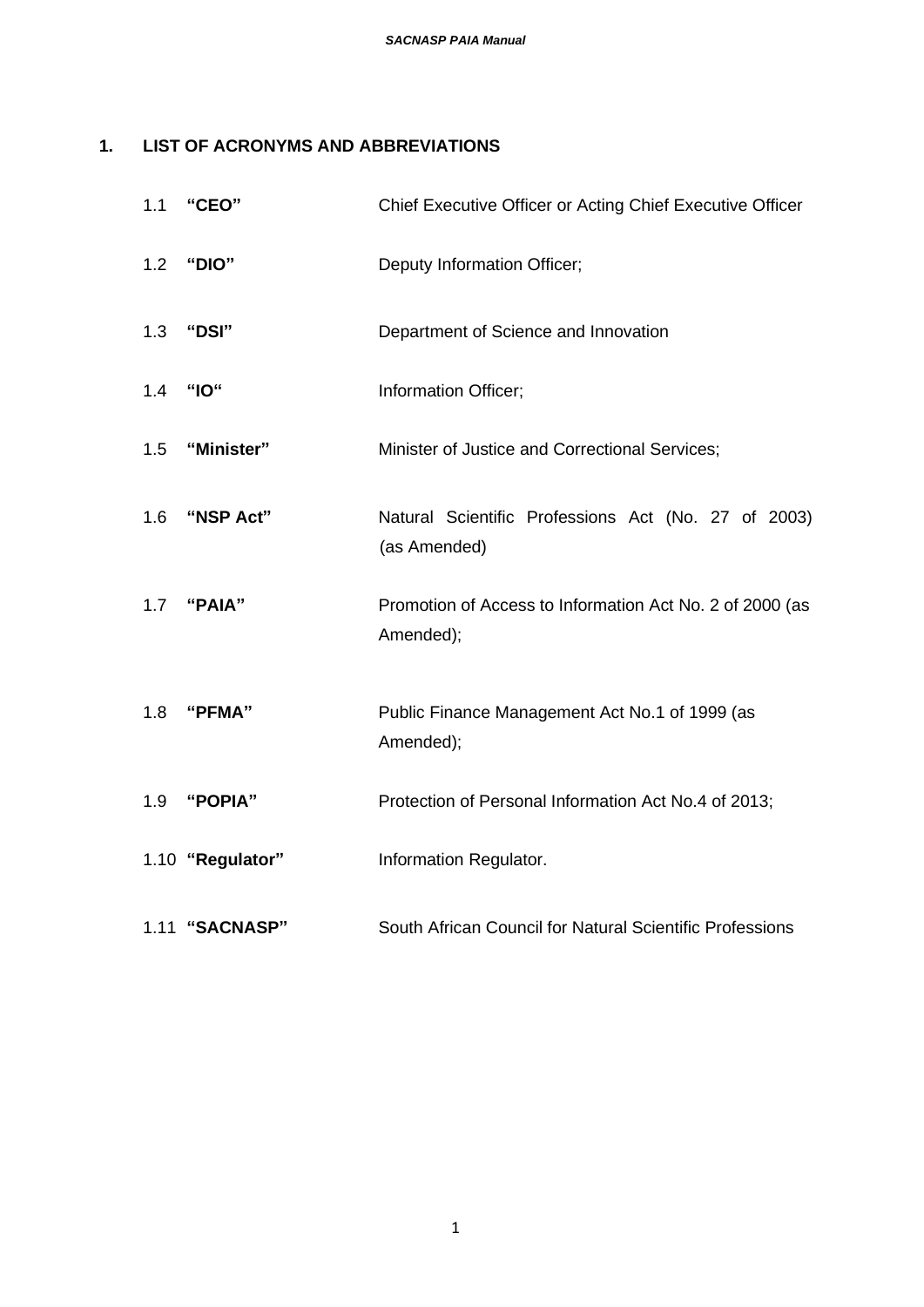## 1. LIST OF ACRONYMS AND ABBREVIATIONS

| | | |
|---|---|---|
| 1.1 | **"CEO"** | Chief Executive Officer or Acting Chief Executive Officer |
| 1.2 | **"DIO"** | Deputy Information Officer; |
| 1.3 | **"DSI"** | Department of Science and Innovation |
| 1.4 | **"IO"** | Information Officer; |
| 1.5 | **"Minister"** | Minister of Justice and Correctional Services; |
| 1.6 | **"NSP Act"** | Natural Scientific Professions Act (No. 27 of 2003) (as Amended) |
| 1.7 | **"PAIA"** | Promotion of Access to Information Act No. 2 of 2000 (as Amended); |
| 1.8 | **"PFMA"** | Public Finance Management Act No.1 of 1999 (as Amended); |
| 1.9 | **"POPIA"** | Protection of Personal Information Act No.4 of 2013; |
| 1.10 | **"Regulator"** | Information Regulator. |
| 1.11 | **"SACNASP"** | South African Council for Natural Scientific Professions |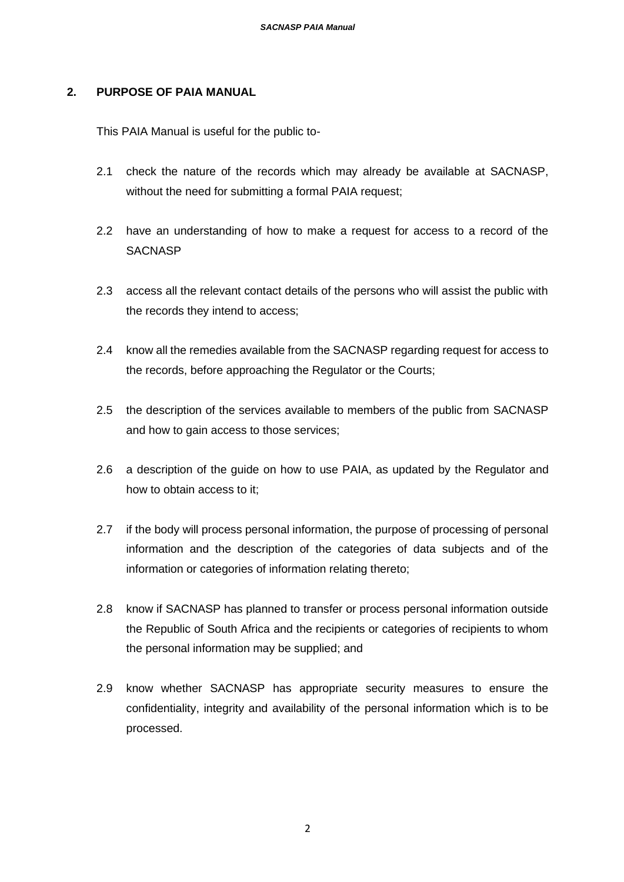## 2. PURPOSE OF PAIA MANUAL

This PAIA Manual is useful for the public to-

2.1 check the nature of the records which may already be available at SACNASP, without the need for submitting a formal PAIA request;

2.2 have an understanding of how to make a request for access to a record of the SACNASP

2.3 access all the relevant contact details of the persons who will assist the public with the records they intend to access;

2.4 know all the remedies available from the SACNASP regarding request for access to the records, before approaching the Regulator or the Courts;

2.5 the description of the services available to members of the public from SACNASP and how to gain access to those services;

2.6 a description of the guide on how to use PAIA, as updated by the Regulator and how to obtain access to it;

2.7 if the body will process personal information, the purpose of processing of personal information and the description of the categories of data subjects and of the information or categories of information relating thereto;

2.8 know if SACNASP has planned to transfer or process personal information outside the Republic of South Africa and the recipients or categories of recipients to whom the personal information may be supplied; and

2.9 know whether SACNASP has appropriate security measures to ensure the confidentiality, integrity and availability of the personal information which is to be processed.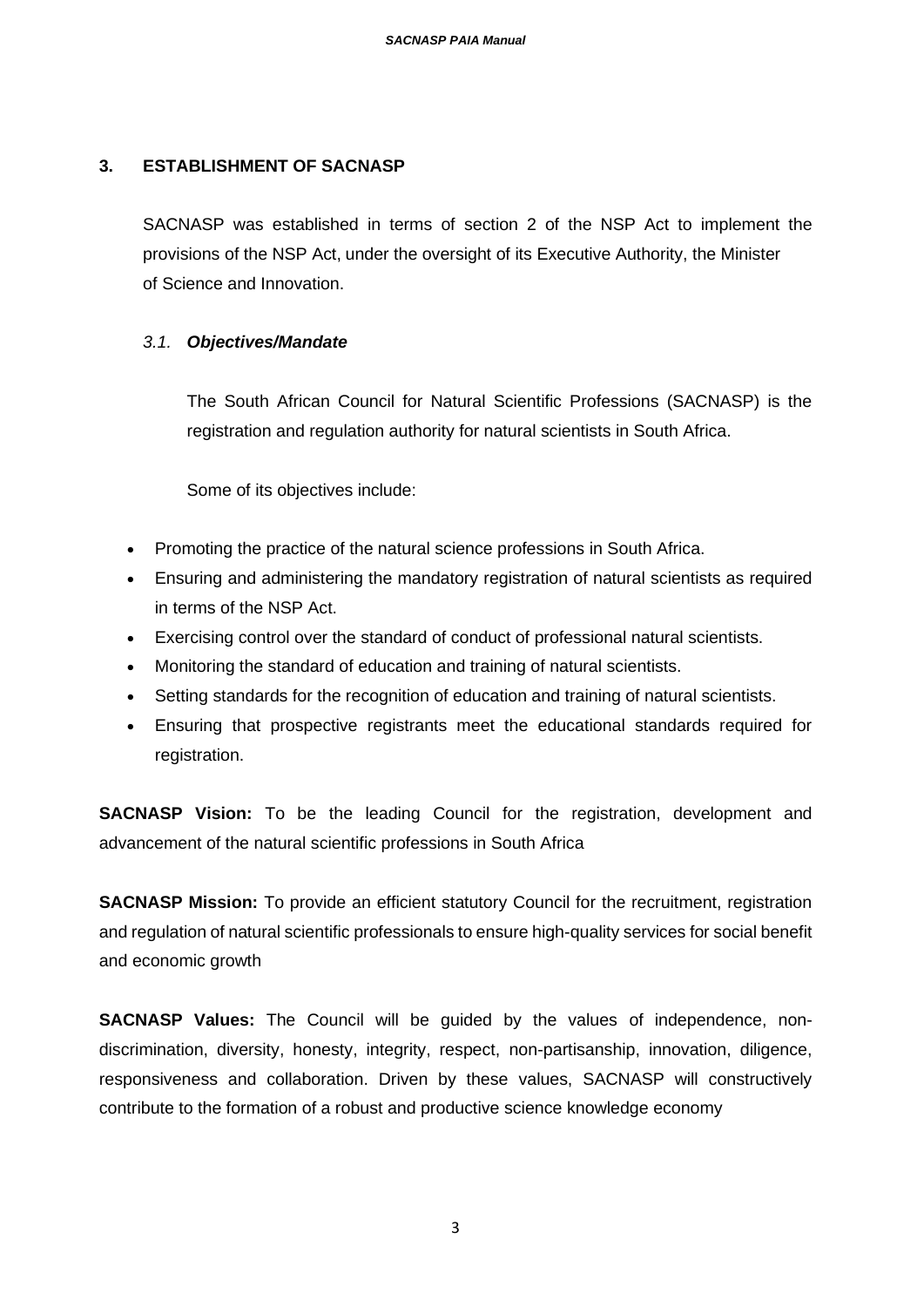## 3. ESTABLISHMENT OF SACNASP

SACNASP was established in terms of section 2 of the NSP Act to implement the provisions of the NSP Act, under the oversight of its Executive Authority, the Minister of Science and Innovation.

### *3.1. Objectives/Mandate*

The South African Council for Natural Scientific Professions (SACNASP) is the registration and regulation authority for natural scientists in South Africa.

Some of its objectives include:

- Promoting the practice of the natural science professions in South Africa.
- Ensuring and administering the mandatory registration of natural scientists as required in terms of the NSP Act.
- Exercising control over the standard of conduct of professional natural scientists.
- Monitoring the standard of education and training of natural scientists.
- Setting standards for the recognition of education and training of natural scientists.
- Ensuring that prospective registrants meet the educational standards required for registration.

**SACNASP Vision:** To be the leading Council for the registration, development and advancement of the natural scientific professions in South Africa

**SACNASP Mission:** To provide an efficient statutory Council for the recruitment, registration and regulation of natural scientific professionals to ensure high-quality services for social benefit and economic growth

**SACNASP Values:** The Council will be guided by the values of independence, non-discrimination, diversity, honesty, integrity, respect, non-partisanship, innovation, diligence, responsiveness and collaboration. Driven by these values, SACNASP will constructively contribute to the formation of a robust and productive science knowledge economy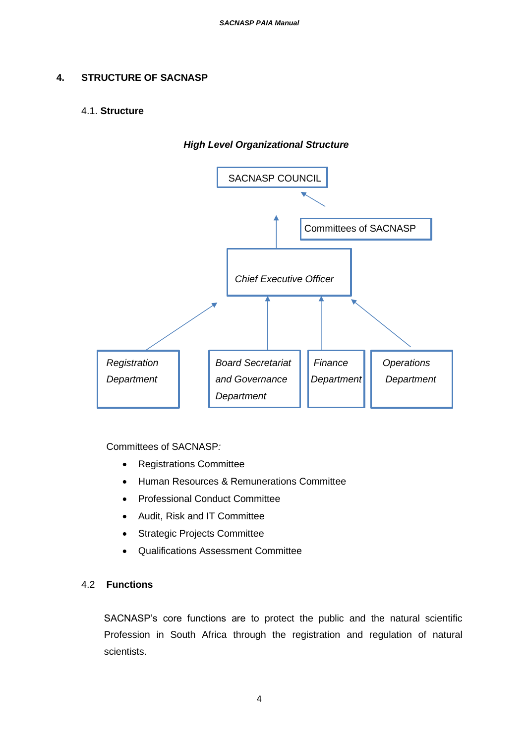## 4. STRUCTURE OF SACNASP

### 4.1. Structure

***High Level Organizational Structure***

SACNASP COUNCIL

Committees of SACNASP

*Chief Executive Officer*

*Registration Department*

*Board Secretariat and Governance Department*

*Finance Department*

*Operations Department*

Committees of SACNASP*:*

- Registrations Committee
- Human Resources & Remunerations Committee
- Professional Conduct Committee
- Audit, Risk and IT Committee
- Strategic Projects Committee
- Qualifications Assessment Committee

### 4.2 Functions

SACNASP's core functions are to protect the public and the natural scientific Profession in South Africa through the registration and regulation of natural scientists.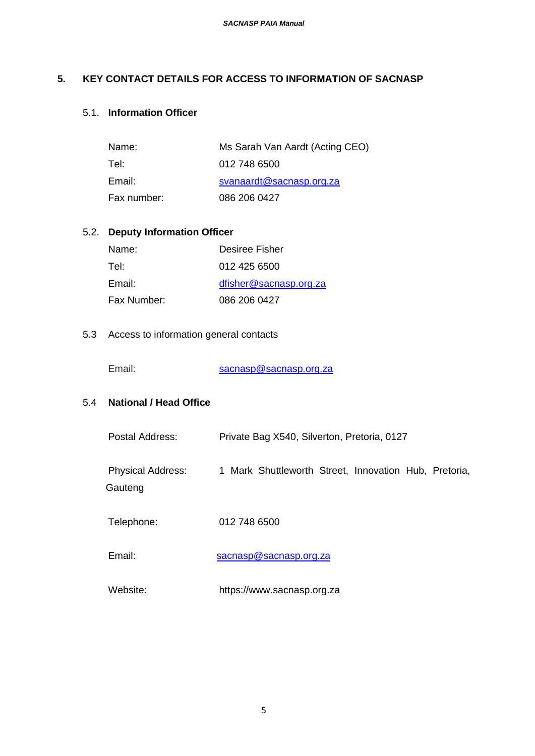## 5. KEY CONTACT DETAILS FOR ACCESS TO INFORMATION OF SACNASP

### 5.1. Information Officer

| | |
|---|---|
| Name: | Ms Sarah Van Aardt (Acting CEO) |
| Tel: | 012 748 6500 |
| Email: | svanaardt@sacnasp.org.za |
| Fax number: | 086 206 0427 |

### 5.2. Deputy Information Officer

| | |
|---|---|
| Name: | Desiree Fisher |
| Tel: | 012 425 6500 |
| Email: | dfisher@sacnasp.org.za |
| Fax Number: | 086 206 0427 |

### 5.3 Access to information general contacts

| | |
|---|---|
| Email: | sacnasp@sacnasp.org.za |

### 5.4 National / Head Office

| | |
|---|---|
| Postal Address: | Private Bag X540, Silverton, Pretoria, 0127 |
| Physical Address: | 1 Mark Shuttleworth Street, Innovation Hub, Pretoria, Gauteng |
| Telephone: | 012 748 6500 |
| Email: | sacnasp@sacnasp.org.za |
| Website: | https://www.sacnasp.org.za |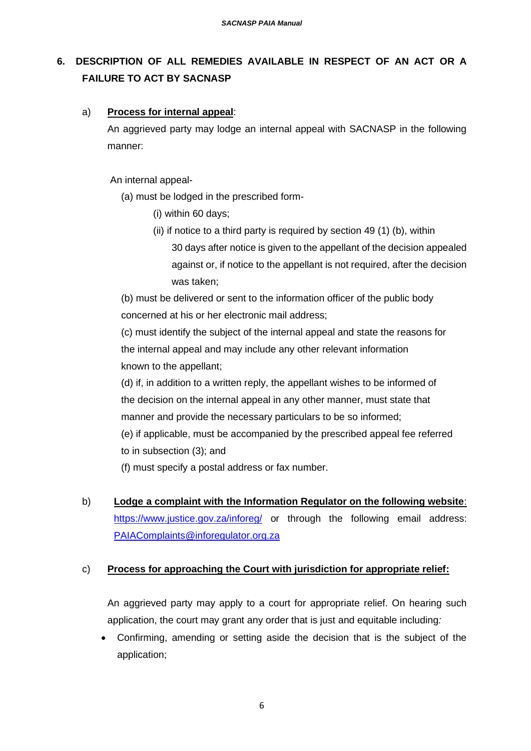## 6. DESCRIPTION OF ALL REMEDIES AVAILABLE IN RESPECT OF AN ACT OR A FAILURE TO ACT BY SACNASP

a) **Process for internal appeal**:

An aggrieved party may lodge an internal appeal with SACNASP in the following manner:

An internal appeal-

(a) must be lodged in the prescribed form-

(i) within 60 days;

(ii) if notice to a third party is required by section 49 (1) (b), within 30 days after notice is given to the appellant of the decision appealed against or, if notice to the appellant is not required, after the decision was taken;

(b) must be delivered or sent to the information officer of the public body concerned at his or her electronic mail address;

(c) must identify the subject of the internal appeal and state the reasons for the internal appeal and may include any other relevant information known to the appellant;

(d) if, in addition to a written reply, the appellant wishes to be informed of the decision on the internal appeal in any other manner, must state that manner and provide the necessary particulars to be so informed;

(e) if applicable, must be accompanied by the prescribed appeal fee referred to in subsection (3); and

(f) must specify a postal address or fax number.

b) **Lodge a complaint with the Information Regulator on the following website**: https://www.justice.gov.za/inforeg/ or through the following email address: PAIAComplaints@inforegulator.org.za

c) **Process for approaching the Court with jurisdiction for appropriate relief:**

An aggrieved party may apply to a court for appropriate relief. On hearing such application, the court may grant any order that is just and equitable including*:*

- Confirming, amending or setting aside the decision that is the subject of the application;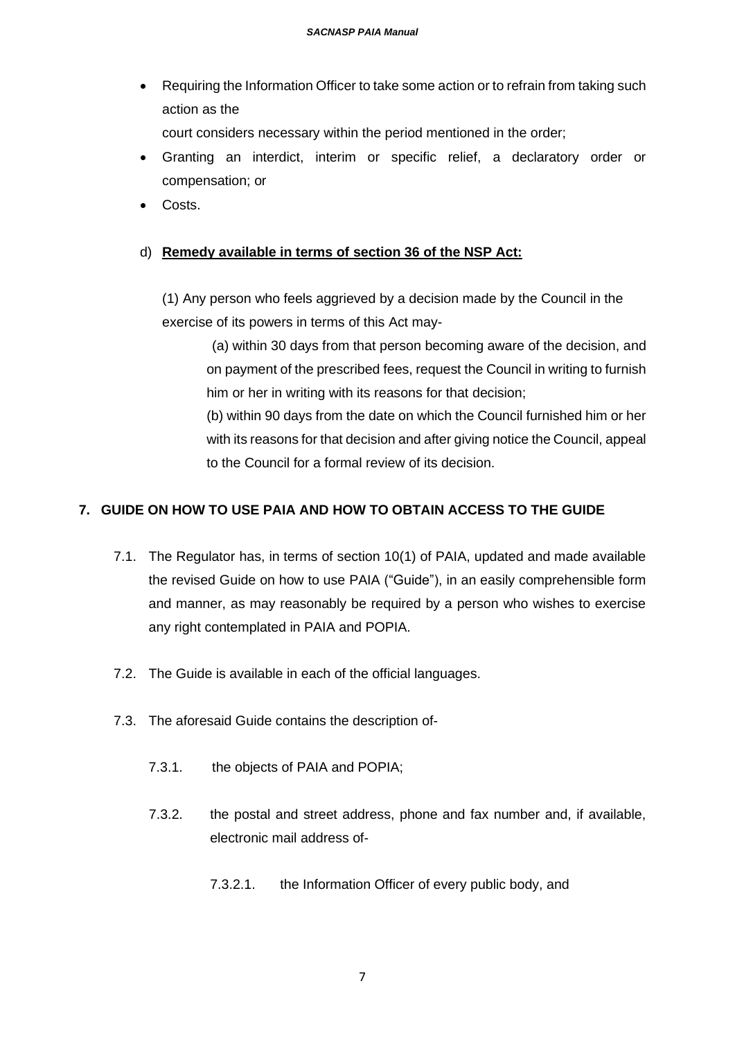- Requiring the Information Officer to take some action or to refrain from taking such action as the
  court considers necessary within the period mentioned in the order;
- Granting an interdict, interim or specific relief, a declaratory order or compensation; or
- Costs.

d) **Remedy available in terms of section 36 of the NSP Act:**

(1) Any person who feels aggrieved by a decision made by the Council in the exercise of its powers in terms of this Act may-

(a) within 30 days from that person becoming aware of the decision, and on payment of the prescribed fees, request the Council in writing to furnish him or her in writing with its reasons for that decision;

(b) within 90 days from the date on which the Council furnished him or her with its reasons for that decision and after giving notice the Council, appeal to the Council for a formal review of its decision.

## 7. GUIDE ON HOW TO USE PAIA AND HOW TO OBTAIN ACCESS TO THE GUIDE

7.1. The Regulator has, in terms of section 10(1) of PAIA, updated and made available the revised Guide on how to use PAIA ("Guide"), in an easily comprehensible form and manner, as may reasonably be required by a person who wishes to exercise any right contemplated in PAIA and POPIA.

7.2. The Guide is available in each of the official languages.

7.3. The aforesaid Guide contains the description of-

7.3.1. the objects of PAIA and POPIA;

7.3.2. the postal and street address, phone and fax number and, if available, electronic mail address of-

7.3.2.1. the Information Officer of every public body, and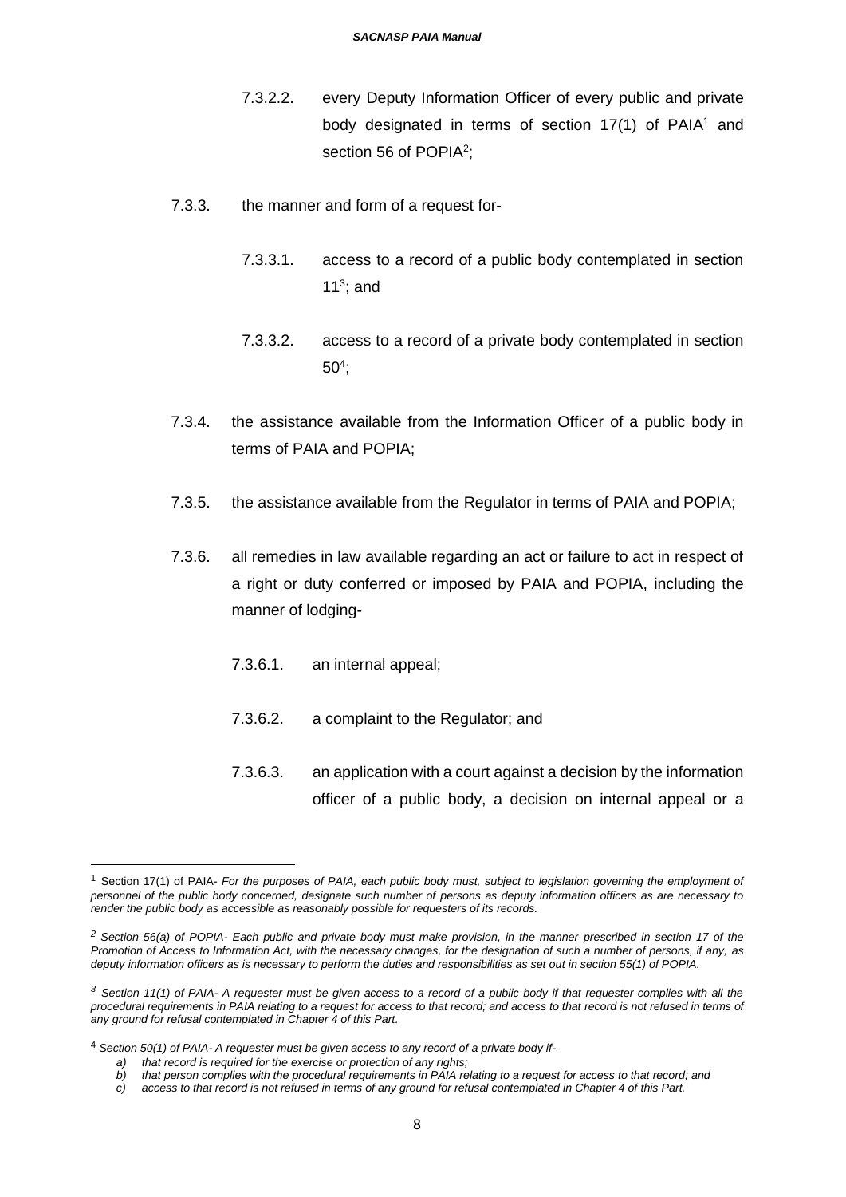7.3.2.2. every Deputy Information Officer of every public and private body designated in terms of section 17(1) of PAIA[1] and section 56 of POPIA[2];

7.3.3. the manner and form of a request for-

7.3.3.1. access to a record of a public body contemplated in section 11[3]; and

7.3.3.2. access to a record of a private body contemplated in section 50[4];

7.3.4. the assistance available from the Information Officer of a public body in terms of PAIA and POPIA;

7.3.5. the assistance available from the Regulator in terms of PAIA and POPIA;

7.3.6. all remedies in law available regarding an act or failure to act in respect of a right or duty conferred or imposed by PAIA and POPIA, including the manner of lodging-

7.3.6.1. an internal appeal;

7.3.6.2. a complaint to the Regulator; and

7.3.6.3. an application with a court against a decision by the information officer of a public body, a decision on internal appeal or a

---

[1] Section 17(1) of PAIA- *For the purposes of PAIA, each public body must, subject to legislation governing the employment of personnel of the public body concerned, designate such number of persons as deputy information officers as are necessary to render the public body as accessible as reasonably possible for requesters of its records.*

[2] *Section 56(a) of POPIA- Each public and private body must make provision, in the manner prescribed in section 17 of the Promotion of Access to Information Act, with the necessary changes, for the designation of such a number of persons, if any, as deputy information officers as is necessary to perform the duties and responsibilities as set out in section 55(1) of POPIA.*

[3] *Section 11(1) of PAIA- A requester must be given access to a record of a public body if that requester complies with all the procedural requirements in PAIA relating to a request for access to that record; and access to that record is not refused in terms of any ground for refusal contemplated in Chapter 4 of this Part.*

[4] *Section 50(1) of PAIA- A requester must be given access to any record of a private body if-*

*a) that record is required for the exercise or protection of any rights;*
*b) that person complies with the procedural requirements in PAIA relating to a request for access to that record; and*
*c) access to that record is not refused in terms of any ground for refusal contemplated in Chapter 4 of this Part.*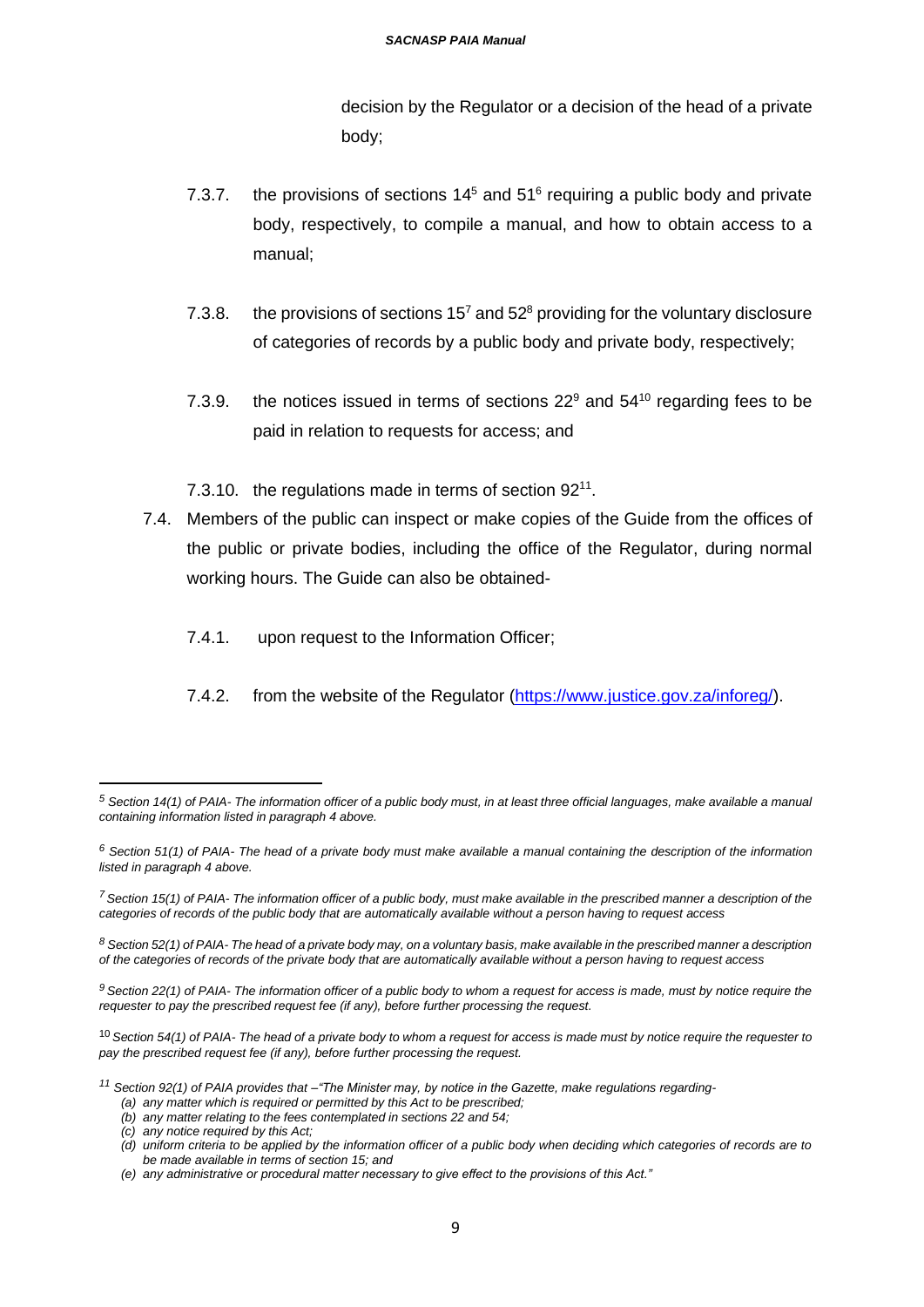decision by the Regulator or a decision of the head of a private body;

7.3.7. the provisions of sections 14[5] and 51[6] requiring a public body and private body, respectively, to compile a manual, and how to obtain access to a manual;

7.3.8. the provisions of sections 15[7] and 52[8] providing for the voluntary disclosure of categories of records by a public body and private body, respectively;

7.3.9. the notices issued in terms of sections 22[9] and 54[10] regarding fees to be paid in relation to requests for access; and

7.3.10. the regulations made in terms of section 92[11].

7.4. Members of the public can inspect or make copies of the Guide from the offices of the public or private bodies, including the office of the Regulator, during normal working hours. The Guide can also be obtained-

7.4.1. upon request to the Information Officer;

7.4.2. from the website of the Regulator ([https://www.justice.gov.za/inforeg/](https://www.justice.gov.za/inforeg/)).

---

[5] *Section 14(1) of PAIA- The information officer of a public body must, in at least three official languages, make available a manual containing information listed in paragraph 4 above.*

[6] *Section 51(1) of PAIA- The head of a private body must make available a manual containing the description of the information listed in paragraph 4 above.*

[7] *Section 15(1) of PAIA- The information officer of a public body, must make available in the prescribed manner a description of the categories of records of the public body that are automatically available without a person having to request access*

[8] *Section 52(1) of PAIA- The head of a private body may, on a voluntary basis, make available in the prescribed manner a description of the categories of records of the private body that are automatically available without a person having to request access*

[9] *Section 22(1) of PAIA- The information officer of a public body to whom a request for access is made, must by notice require the requester to pay the prescribed request fee (if any), before further processing the request.*

[10] *Section 54(1) of PAIA- The head of a private body to whom a request for access is made must by notice require the requester to pay the prescribed request fee (if any), before further processing the request.*

[11] *Section 92(1) of PAIA provides that –"The Minister may, by notice in the Gazette, make regulations regarding-*

*(a) any matter which is required or permitted by this Act to be prescribed;*
*(b) any matter relating to the fees contemplated in sections 22 and 54;*
*(c) any notice required by this Act;*
*(d) uniform criteria to be applied by the information officer of a public body when deciding which categories of records are to be made available in terms of section 15; and*
*(e) any administrative or procedural matter necessary to give effect to the provisions of this Act."*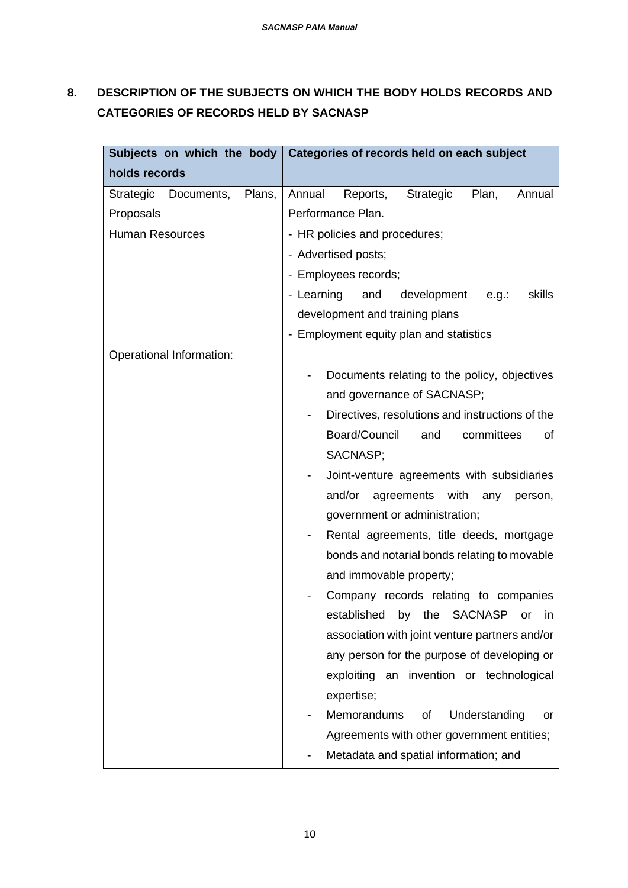## 8. DESCRIPTION OF THE SUBJECTS ON WHICH THE BODY HOLDS RECORDS AND CATEGORIES OF RECORDS HELD BY SACNASP

| Subjects on which the body holds records | Categories of records held on each subject |
| --- | --- |
| Strategic Documents, Plans, Proposals | Annual Reports, Strategic Plan, Annual Performance Plan. |
| Human Resources | - HR policies and procedures;<br>- Advertised posts;<br>- Employees records;<br>- Learning and development e.g.: skills development and training plans<br>- Employment equity plan and statistics |
| Operational Information: | - Documents relating to the policy, objectives and governance of SACNASP;<br>- Directives, resolutions and instructions of the Board/Council and committees of SACNASP;<br>- Joint-venture agreements with subsidiaries and/or agreements with any person, government or administration;<br>- Rental agreements, title deeds, mortgage bonds and notarial bonds relating to movable and immovable property;<br>- Company records relating to companies established by the SACNASP or in association with joint venture partners and/or any person for the purpose of developing or exploiting an invention or technological expertise;<br>- Memorandums of Understanding or Agreements with other government entities;<br>- Metadata and spatial information; and |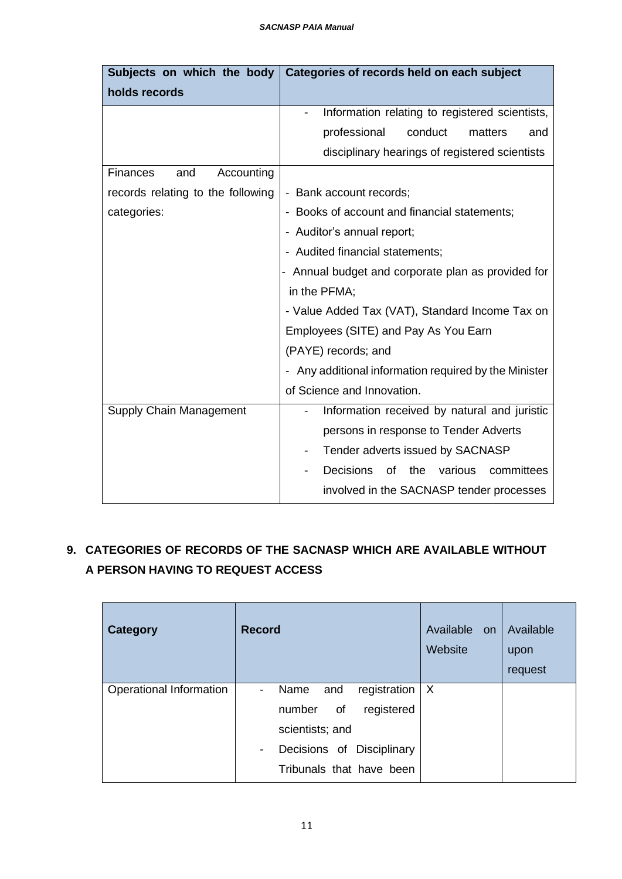| Subjects on which the body holds records | Categories of records held on each subject |
| --- | --- |
| | - Information relating to registered scientists, professional conduct matters and disciplinary hearings of registered scientists |
| Finances and Accounting records relating to the following categories: | - Bank account records;<br>- Books of account and financial statements;<br>- Auditor's annual report;<br>- Audited financial statements;<br>- Annual budget and corporate plan as provided for in the PFMA;<br>- Value Added Tax (VAT), Standard Income Tax on Employees (SITE) and Pay As You Earn (PAYE) records; and<br>- Any additional information required by the Minister of Science and Innovation. |
| Supply Chain Management | - Information received by natural and juristic persons in response to Tender Adverts<br>- Tender adverts issued by SACNASP<br>- Decisions of the various committees involved in the SACNASP tender processes |

## 9. CATEGORIES OF RECORDS OF THE SACNASP WHICH ARE AVAILABLE WITHOUT A PERSON HAVING TO REQUEST ACCESS

| Category | Record | Available on Website | Available upon request |
| --- | --- | --- | --- |
| Operational Information | - Name and registration number of registered scientists; and<br>- Decisions of Disciplinary Tribunals that have been | X | |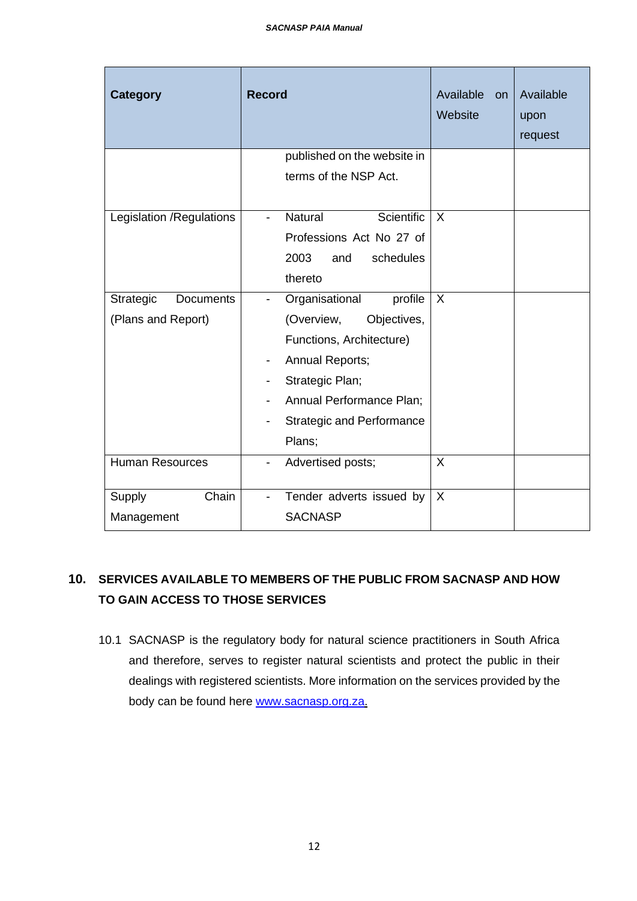| Category | Record | Available on Website | Available upon request |
|---|---|---|---|
| | published on the website in terms of the NSP Act. | | |
| Legislation /Regulations | - Natural Scientific Professions Act No 27 of 2003 and schedules thereto | X | |
| Strategic Documents (Plans and Report) | - Organisational profile (Overview, Objectives, Functions, Architecture)<br>- Annual Reports;<br>- Strategic Plan;<br>- Annual Performance Plan;<br>- Strategic and Performance Plans; | X | |
| Human Resources | - Advertised posts; | X | |
| Supply Chain Management | - Tender adverts issued by SACNASP | X | |

## 10. SERVICES AVAILABLE TO MEMBERS OF THE PUBLIC FROM SACNASP AND HOW TO GAIN ACCESS TO THOSE SERVICES

10.1 SACNASP is the regulatory body for natural science practitioners in South Africa and therefore, serves to register natural scientists and protect the public in their dealings with registered scientists. More information on the services provided by the body can be found here [www.sacnasp.org.za](http://www.sacnasp.org.za).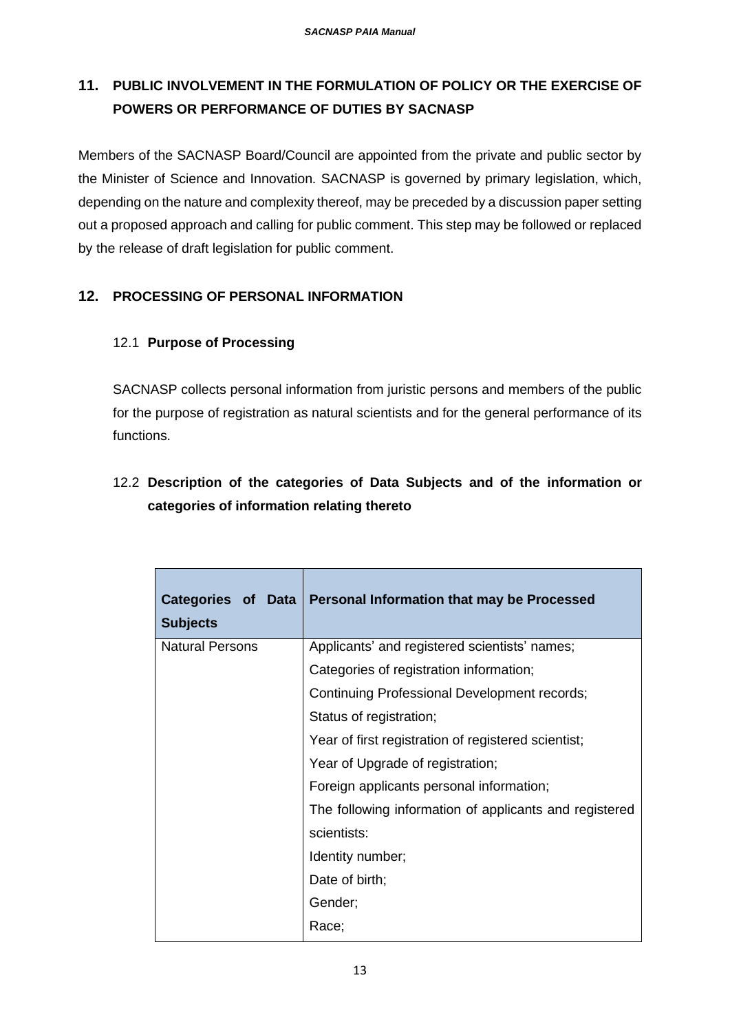## 11. PUBLIC INVOLVEMENT IN THE FORMULATION OF POLICY OR THE EXERCISE OF POWERS OR PERFORMANCE OF DUTIES BY SACNASP

Members of the SACNASP Board/Council are appointed from the private and public sector by the Minister of Science and Innovation. SACNASP is governed by primary legislation, which, depending on the nature and complexity thereof, may be preceded by a discussion paper setting out a proposed approach and calling for public comment. This step may be followed or replaced by the release of draft legislation for public comment.

## 12. PROCESSING OF PERSONAL INFORMATION

### 12.1 Purpose of Processing

SACNASP collects personal information from juristic persons and members of the public for the purpose of registration as natural scientists and for the general performance of its functions.

### 12.2 Description of the categories of Data Subjects and of the information or categories of information relating thereto

| Categories of Data Subjects | Personal Information that may be Processed |
|---|---|
| Natural Persons | Applicants' and registered scientists' names;<br>Categories of registration information;<br>Continuing Professional Development records;<br>Status of registration;<br>Year of first registration of registered scientist;<br>Year of Upgrade of registration;<br>Foreign applicants personal information;<br>The following information of applicants and registered scientists:<br>Identity number;<br>Date of birth;<br>Gender;<br>Race; |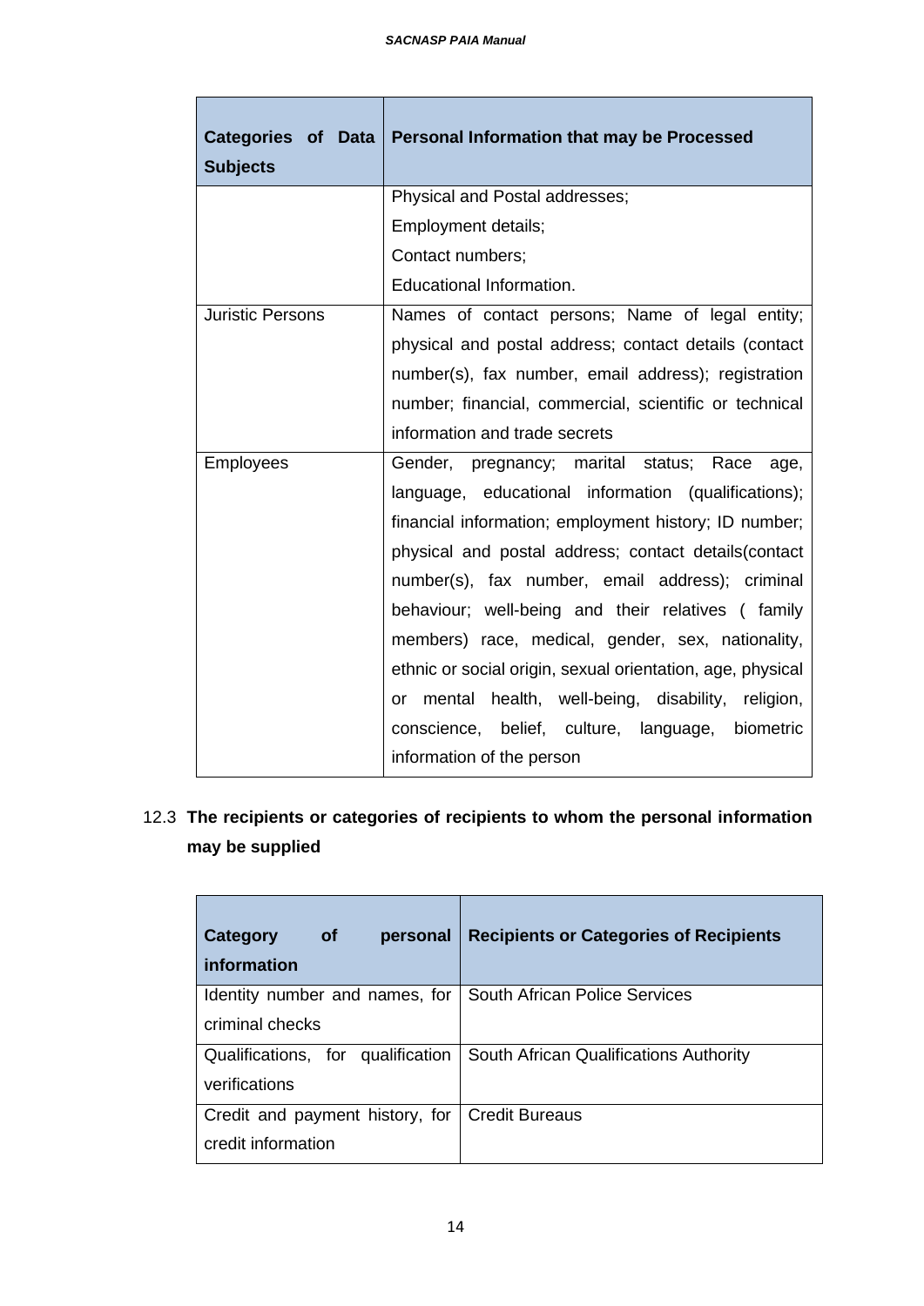| Categories of Data Subjects | Personal Information that may be Processed |
|---|---|
| | Physical and Postal addresses;<br>Employment details;<br>Contact numbers;<br>Educational Information. |
| Juristic Persons | Names of contact persons; Name of legal entity; physical and postal address; contact details (contact number(s), fax number, email address); registration number; financial, commercial, scientific or technical information and trade secrets |
| Employees | Gender, pregnancy; marital status; Race age, language, educational information (qualifications); financial information; employment history; ID number; physical and postal address; contact details(contact number(s), fax number, email address); criminal behaviour; well-being and their relatives ( family members) race, medical, gender, sex, nationality, ethnic or social origin, sexual orientation, age, physical or mental health, well-being, disability, religion, conscience, belief, culture, language, biometric information of the person |

## 12.3 The recipients or categories of recipients to whom the personal information may be supplied

| Category of personal information | Recipients or Categories of Recipients |
|---|---|
| Identity number and names, for criminal checks | South African Police Services |
| Qualifications, for qualification verifications | South African Qualifications Authority |
| Credit and payment history, for credit information | Credit Bureaus |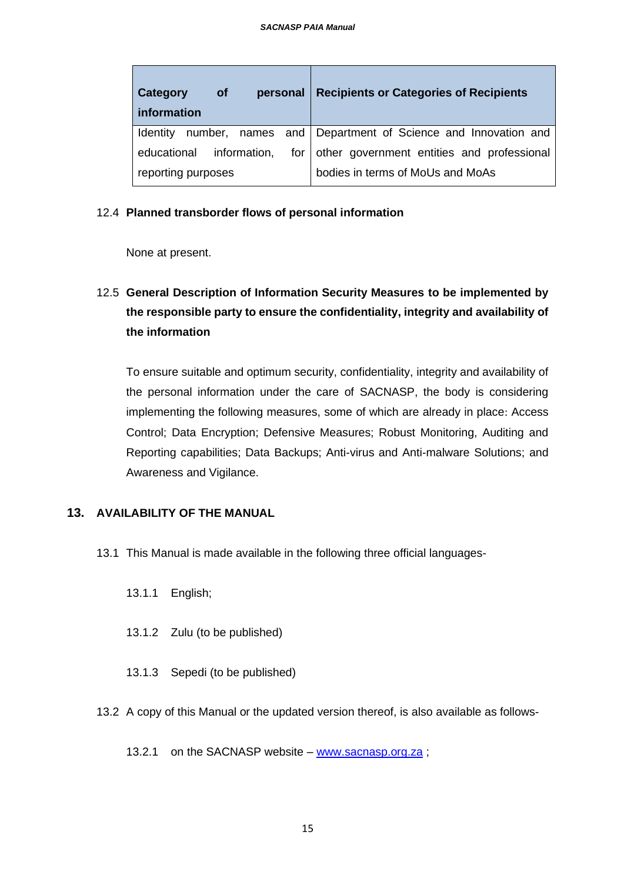| Category of personal information | Recipients or Categories of Recipients |
|---|---|
| Identity number, names and educational information, for reporting purposes | Department of Science and Innovation and other government entities and professional bodies in terms of MoUs and MoAs |

12.4 **Planned transborder flows of personal information**

None at present.

12.5 **General Description of Information Security Measures to be implemented by the responsible party to ensure the confidentiality, integrity and availability of the information**

To ensure suitable and optimum security, confidentiality, integrity and availability of the personal information under the care of SACNASP, the body is considering implementing the following measures, some of which are already in place: Access Control; Data Encryption; Defensive Measures; Robust Monitoring, Auditing and Reporting capabilities; Data Backups; Anti-virus and Anti-malware Solutions; and Awareness and Vigilance.

## 13. AVAILABILITY OF THE MANUAL

13.1 This Manual is made available in the following three official languages-

13.1.1 English;

13.1.2 Zulu (to be published)

13.1.3 Sepedi (to be published)

13.2 A copy of this Manual or the updated version thereof, is also available as follows-

13.2.1 on the SACNASP website – www.sacnasp.org.za ;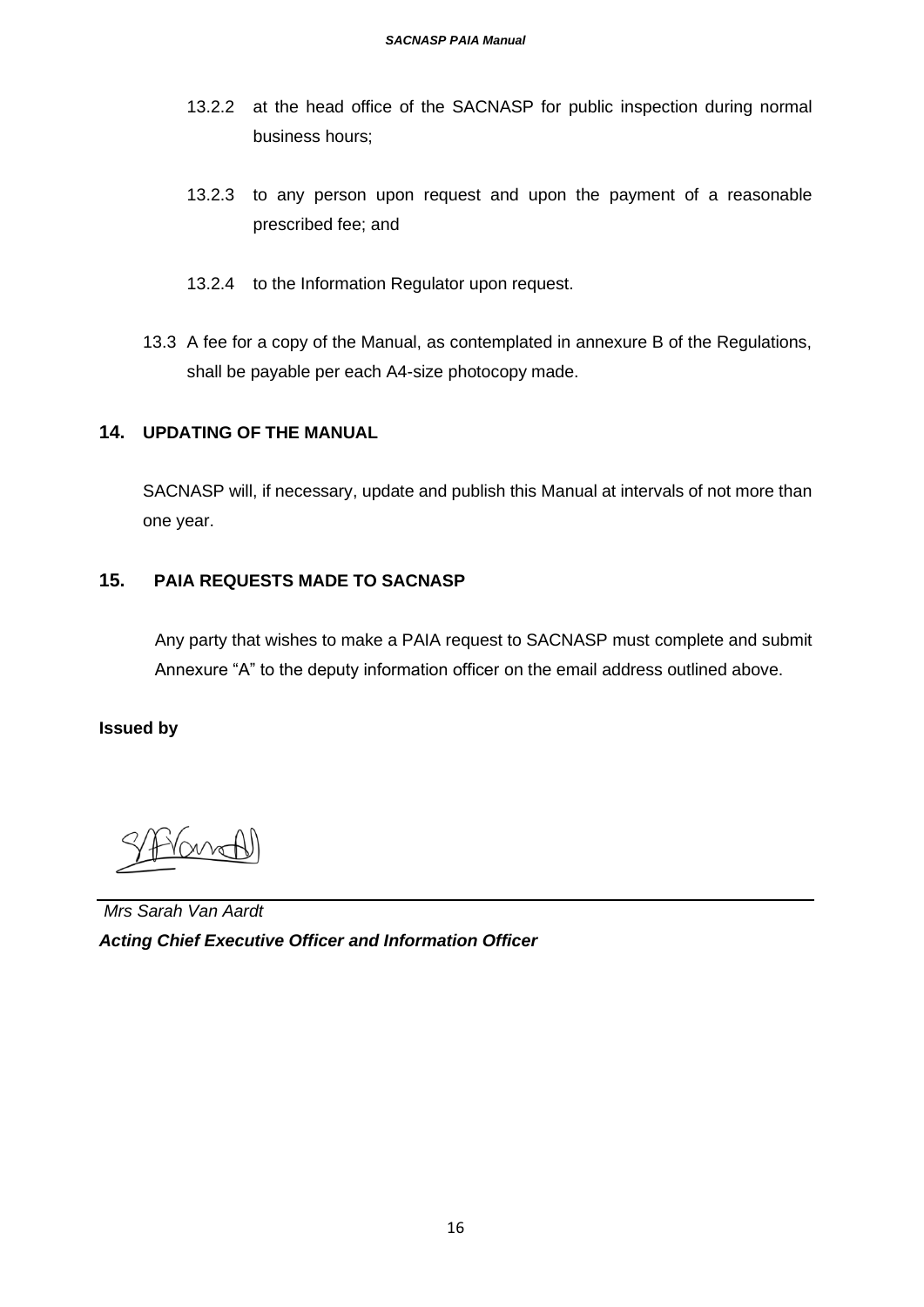13.2.2 at the head office of the SACNASP for public inspection during normal business hours;

13.2.3 to any person upon request and upon the payment of a reasonable prescribed fee; and

13.2.4 to the Information Regulator upon request.

13.3 A fee for a copy of the Manual, as contemplated in annexure B of the Regulations, shall be payable per each A4-size photocopy made.

## 14. UPDATING OF THE MANUAL

SACNASP will, if necessary, update and publish this Manual at intervals of not more than one year.

## 15. PAIA REQUESTS MADE TO SACNASP

Any party that wishes to make a PAIA request to SACNASP must complete and submit Annexure "A" to the deputy information officer on the email address outlined above.

**Issued by**

*Mrs Sarah Van Aardt*

***Acting Chief Executive Officer and Information Officer***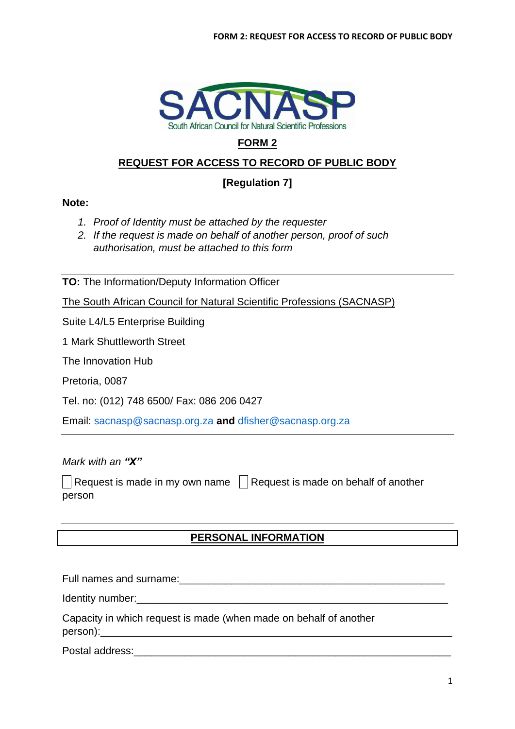**FORM 2**

**REQUEST FOR ACCESS TO RECORD OF PUBLIC BODY**

**[Regulation 7]**

**Note:**

1. *Proof of Identity must be attached by the requester*
2. *If the request is made on behalf of another person, proof of such authorisation, must be attached to this form*

---

**TO:** The Information/Deputy Information Officer

The South African Council for Natural Scientific Professions (SACNASP)

Suite L4/L5 Enterprise Building

1 Mark Shuttleworth Street

The Innovation Hub

Pretoria, 0087

Tel. no: (012) 748 6500/ Fax: 086 206 0427

Email: sacnasp@sacnasp.org.za **and** dfisher@sacnasp.org.za

---

*Mark with an* ***"X"***

☐ Request is made in my own name ☐ Request is made on behalf of another person

---

**PERSONAL INFORMATION**

Full names and surname:_______________________________________________

Identity number:____________________________________________________

Capacity in which request is made (when made on behalf of another person):_____________________________________________________________

Postal address:_____________________________________________________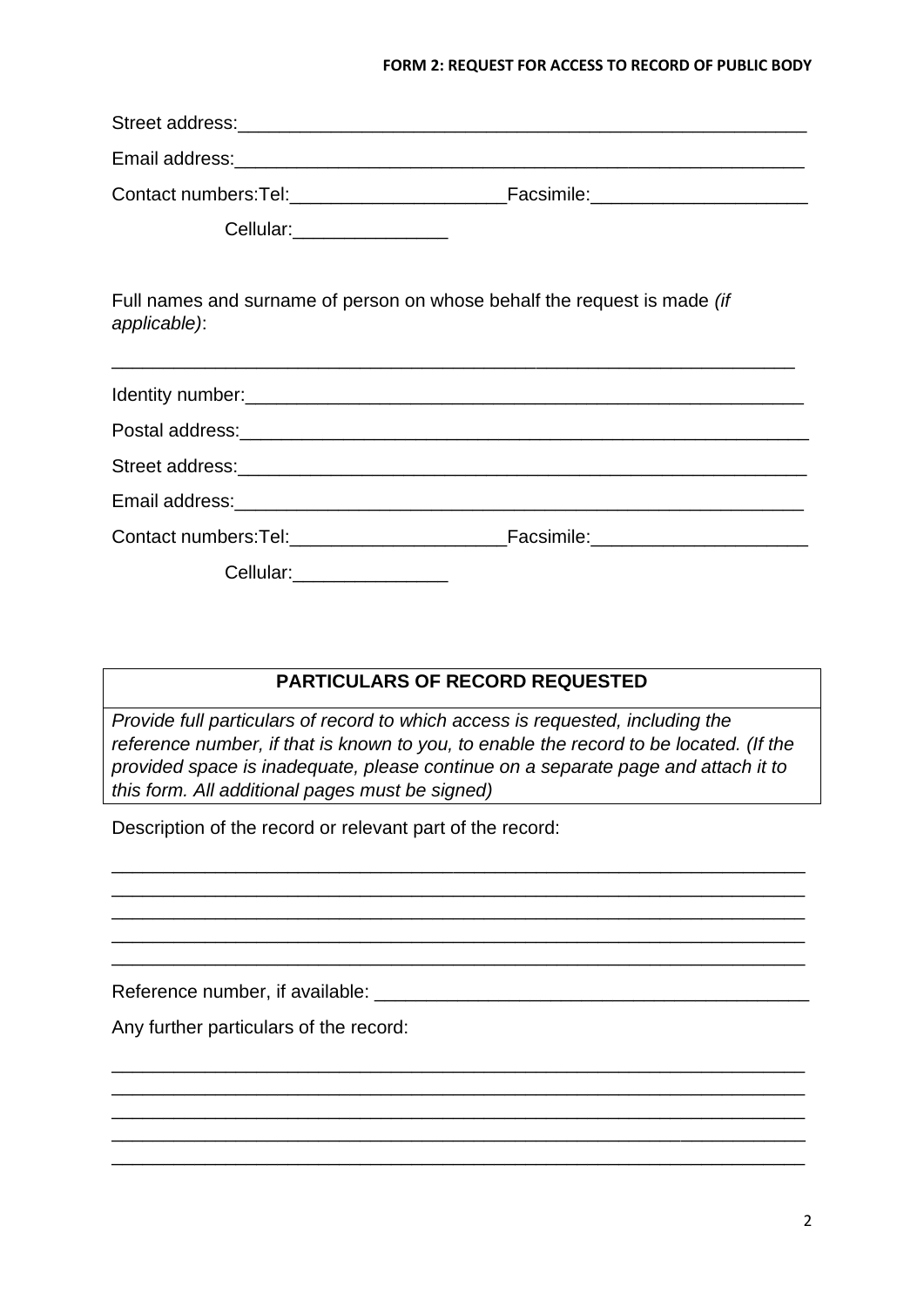Street address:\_\_\_\_\_\_\_\_\_\_\_\_\_\_\_\_\_\_\_\_\_\_\_\_\_\_\_\_\_\_\_\_\_\_\_\_\_\_\_\_\_\_\_\_\_\_\_\_\_\_\_\_\_\_\_\_

Email address:\_\_\_\_\_\_\_\_\_\_\_\_\_\_\_\_\_\_\_\_\_\_\_\_\_\_\_\_\_\_\_\_\_\_\_\_\_\_\_\_\_\_\_\_\_\_\_\_\_\_\_\_\_\_\_\_

Contact numbers:Tel:\_\_\_\_\_\_\_\_\_\_\_\_\_\_\_\_\_\_\_\_\_Facsimile:\_\_\_\_\_\_\_\_\_\_\_\_\_\_\_\_\_\_\_\_\_

Cellular:\_\_\_\_\_\_\_\_\_\_\_\_\_\_\_

Full names and surname of person on whose behalf the request is made *(if applicable)*:

\_\_\_\_\_\_\_\_\_\_\_\_\_\_\_\_\_\_\_\_\_\_\_\_\_\_\_\_\_\_\_\_\_\_\_\_\_\_\_\_\_\_\_\_\_\_\_\_\_\_\_\_\_\_\_\_\_\_\_\_\_\_\_\_

Identity number:\_\_\_\_\_\_\_\_\_\_\_\_\_\_\_\_\_\_\_\_\_\_\_\_\_\_\_\_\_\_\_\_\_\_\_\_\_\_\_\_\_\_\_\_\_\_\_\_\_\_\_\_\_\_

Postal address:\_\_\_\_\_\_\_\_\_\_\_\_\_\_\_\_\_\_\_\_\_\_\_\_\_\_\_\_\_\_\_\_\_\_\_\_\_\_\_\_\_\_\_\_\_\_\_\_\_\_\_\_\_\_\_\_

Street address:\_\_\_\_\_\_\_\_\_\_\_\_\_\_\_\_\_\_\_\_\_\_\_\_\_\_\_\_\_\_\_\_\_\_\_\_\_\_\_\_\_\_\_\_\_\_\_\_\_\_\_\_\_\_\_\_

Email address:\_\_\_\_\_\_\_\_\_\_\_\_\_\_\_\_\_\_\_\_\_\_\_\_\_\_\_\_\_\_\_\_\_\_\_\_\_\_\_\_\_\_\_\_\_\_\_\_\_\_\_\_\_\_\_\_

Contact numbers:Tel:\_\_\_\_\_\_\_\_\_\_\_\_\_\_\_\_\_\_\_\_\_Facsimile:\_\_\_\_\_\_\_\_\_\_\_\_\_\_\_\_\_\_\_\_\_

Cellular:\_\_\_\_\_\_\_\_\_\_\_\_\_\_\_

| **PARTICULARS OF RECORD REQUESTED** |
| --- |
| *Provide full particulars of record to which access is requested, including the reference number, if that is known to you, to enable the record to be located. (If the provided space is inadequate, please continue on a separate page and attach it to this form. All additional pages must be signed)* |

Description of the record or relevant part of the record:

\_\_\_\_\_\_\_\_\_\_\_\_\_\_\_\_\_\_\_\_\_\_\_\_\_\_\_\_\_\_\_\_\_\_\_\_\_\_\_\_\_\_\_\_\_\_\_\_\_\_\_\_\_\_\_\_\_\_\_\_\_\_\_\_
\_\_\_\_\_\_\_\_\_\_\_\_\_\_\_\_\_\_\_\_\_\_\_\_\_\_\_\_\_\_\_\_\_\_\_\_\_\_\_\_\_\_\_\_\_\_\_\_\_\_\_\_\_\_\_\_\_\_\_\_\_\_\_\_
\_\_\_\_\_\_\_\_\_\_\_\_\_\_\_\_\_\_\_\_\_\_\_\_\_\_\_\_\_\_\_\_\_\_\_\_\_\_\_\_\_\_\_\_\_\_\_\_\_\_\_\_\_\_\_\_\_\_\_\_\_\_\_\_
\_\_\_\_\_\_\_\_\_\_\_\_\_\_\_\_\_\_\_\_\_\_\_\_\_\_\_\_\_\_\_\_\_\_\_\_\_\_\_\_\_\_\_\_\_\_\_\_\_\_\_\_\_\_\_\_\_\_\_\_\_\_\_\_
\_\_\_\_\_\_\_\_\_\_\_\_\_\_\_\_\_\_\_\_\_\_\_\_\_\_\_\_\_\_\_\_\_\_\_\_\_\_\_\_\_\_\_\_\_\_\_\_\_\_\_\_\_\_\_\_\_\_\_\_\_\_\_\_

Reference number, if available: \_\_\_\_\_\_\_\_\_\_\_\_\_\_\_\_\_\_\_\_\_\_\_\_\_\_\_\_\_\_\_\_\_\_\_\_\_\_\_\_\_\_

Any further particulars of the record:

\_\_\_\_\_\_\_\_\_\_\_\_\_\_\_\_\_\_\_\_\_\_\_\_\_\_\_\_\_\_\_\_\_\_\_\_\_\_\_\_\_\_\_\_\_\_\_\_\_\_\_\_\_\_\_\_\_\_\_\_\_\_\_\_
\_\_\_\_\_\_\_\_\_\_\_\_\_\_\_\_\_\_\_\_\_\_\_\_\_\_\_\_\_\_\_\_\_\_\_\_\_\_\_\_\_\_\_\_\_\_\_\_\_\_\_\_\_\_\_\_\_\_\_\_\_\_\_\_
\_\_\_\_\_\_\_\_\_\_\_\_\_\_\_\_\_\_\_\_\_\_\_\_\_\_\_\_\_\_\_\_\_\_\_\_\_\_\_\_\_\_\_\_\_\_\_\_\_\_\_\_\_\_\_\_\_\_\_\_\_\_\_\_
\_\_\_\_\_\_\_\_\_\_\_\_\_\_\_\_\_\_\_\_\_\_\_\_\_\_\_\_\_\_\_\_\_\_\_\_\_\_\_\_\_\_\_\_\_\_\_\_\_\_\_\_\_\_\_\_\_\_\_\_\_\_\_\_
\_\_\_\_\_\_\_\_\_\_\_\_\_\_\_\_\_\_\_\_\_\_\_\_\_\_\_\_\_\_\_\_\_\_\_\_\_\_\_\_\_\_\_\_\_\_\_\_\_\_\_\_\_\_\_\_\_\_\_\_\_\_\_\_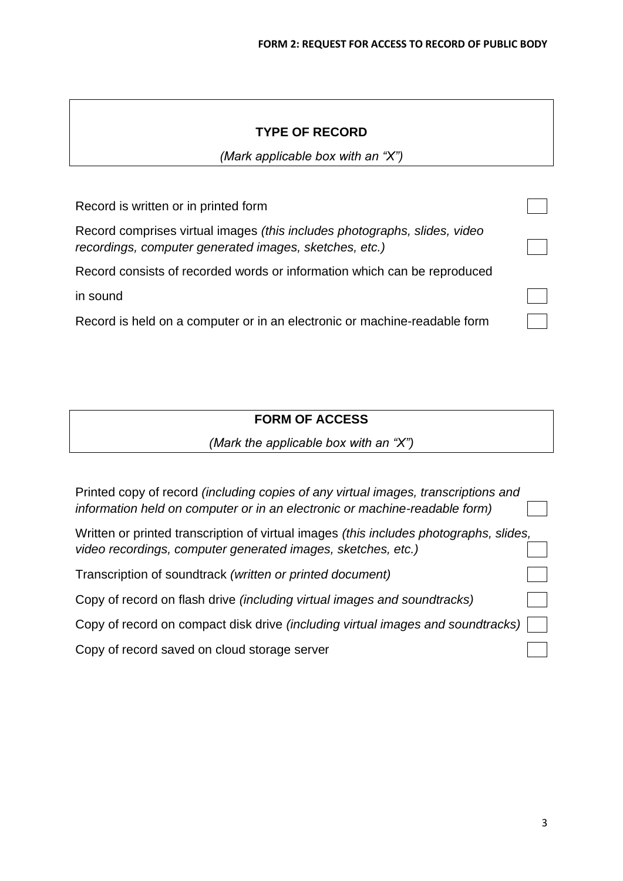**TYPE OF RECORD**

*(Mark applicable box with an "X")*

| | |
|---|---|
| Record is written or in printed form | |
| Record comprises virtual images *(this includes photographs, slides, video recordings, computer generated images, sketches, etc.)* | |
| Record consists of recorded words or information which can be reproduced in sound | |
| Record is held on a computer or in an electronic or machine-readable form | |

**FORM OF ACCESS**

*(Mark the applicable box with an "X")*

| | |
|---|---|
| Printed copy of record *(including copies of any virtual images, transcriptions and information held on computer or in an electronic or machine-readable form)* | |
| Written or printed transcription of virtual images *(this includes photographs, slides, video recordings, computer generated images, sketches, etc.)* | |
| Transcription of soundtrack *(written or printed document)* | |
| Copy of record on flash drive *(including virtual images and soundtracks)* | |
| Copy of record on compact disk drive *(including virtual images and soundtracks)* | |
| Copy of record saved on cloud storage server | |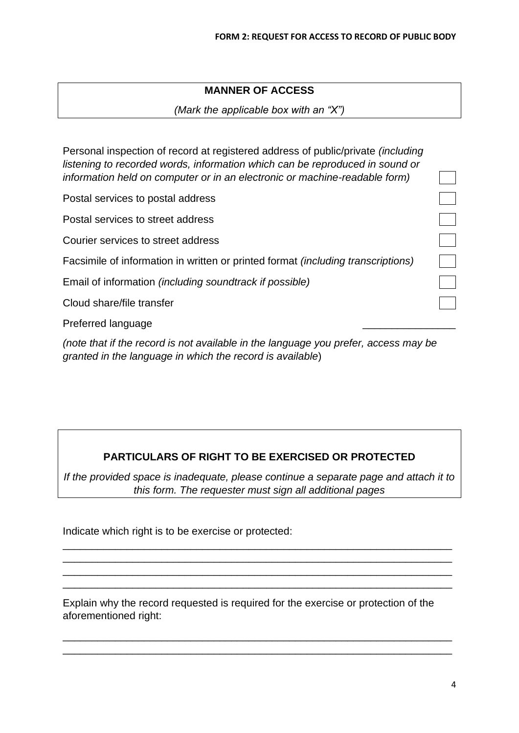**MANNER OF ACCESS**

*(Mark the applicable box with an "X")*

| | |
|---|---|
| Personal inspection of record at registered address of public/private *(including listening to recorded words, information which can be reproduced in sound or information held on computer or in an electronic or machine-readable form)* | ☐ |
| Postal services to postal address | ☐ |
| Postal services to street address | ☐ |
| Courier services to street address | ☐ |
| Facsimile of information in written or printed format *(including transcriptions)* | ☐ |
| Email of information *(including soundtrack if possible)* | ☐ |
| Cloud share/file transfer | ☐ |
| Preferred language | _______________ |

*(note that if the record is not available in the language you prefer, access may be granted in the language in which the record is available*)

**PARTICULARS OF RIGHT TO BE EXERCISED OR PROTECTED**

*If the provided space is inadequate, please continue a separate page and attach it to this form. The requester must sign all additional pages*

Indicate which right is to be exercise or protected:

_________________________________________________________________
_________________________________________________________________
_________________________________________________________________
_________________________________________________________________

Explain why the record requested is required for the exercise or protection of the aforementioned right:

_________________________________________________________________
_________________________________________________________________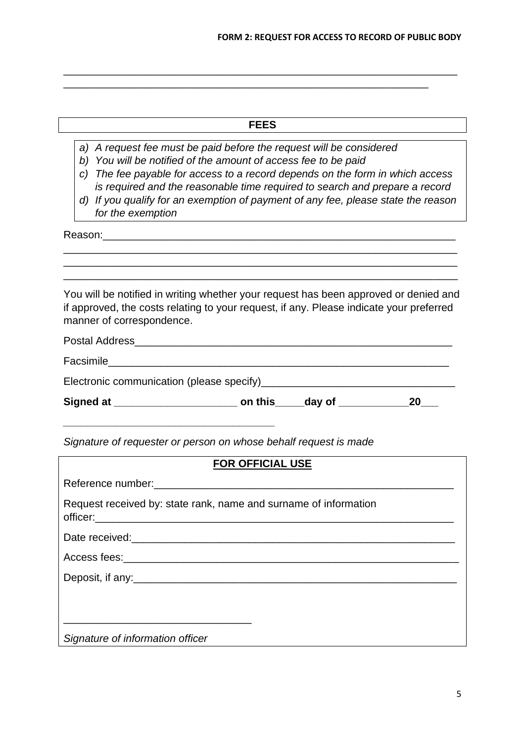\_\_\_\_\_\_\_\_\_\_\_\_\_\_\_\_\_\_\_\_\_\_\_\_\_\_\_\_\_\_\_\_\_\_\_\_\_\_\_\_\_\_\_\_\_\_\_\_\_\_\_\_\_\_\_\_\_\_\_\_\_\_\_\_\_\_\_

\_\_\_\_\_\_\_\_\_\_\_\_\_\_\_\_\_\_\_\_\_\_\_\_\_\_\_\_\_\_\_\_\_\_\_\_\_\_\_\_\_\_\_\_\_\_\_\_\_\_\_\_\_\_\_\_\_\_\_\_\_\_

## FEES

*a) A request fee must be paid before the request will be considered*
*b) You will be notified of the amount of access fee to be paid*
*c) The fee payable for access to a record depends on the form in which access is required and the reasonable time required to search and prepare a record*
*d) If you qualify for an exemption of payment of any fee, please state the reason for the exemption*

Reason:\_\_\_\_\_\_\_\_\_\_\_\_\_\_\_\_\_\_\_\_\_\_\_\_\_\_\_\_\_\_\_\_\_\_\_\_\_\_\_\_\_\_\_\_\_\_\_\_\_\_\_\_\_\_\_\_\_\_\_

\_\_\_\_\_\_\_\_\_\_\_\_\_\_\_\_\_\_\_\_\_\_\_\_\_\_\_\_\_\_\_\_\_\_\_\_\_\_\_\_\_\_\_\_\_\_\_\_\_\_\_\_\_\_\_\_\_\_\_\_\_\_\_\_\_\_\_

\_\_\_\_\_\_\_\_\_\_\_\_\_\_\_\_\_\_\_\_\_\_\_\_\_\_\_\_\_\_\_\_\_\_\_\_\_\_\_\_\_\_\_\_\_\_\_\_\_\_\_\_\_\_\_\_\_\_\_\_\_\_\_\_\_\_\_

\_\_\_\_\_\_\_\_\_\_\_\_\_\_\_\_\_\_\_\_\_\_\_\_\_\_\_\_\_\_\_\_\_\_\_\_\_\_\_\_\_\_\_\_\_\_\_\_\_\_\_\_\_\_\_\_\_\_\_\_\_\_\_\_\_\_\_

You will be notified in writing whether your request has been approved or denied and if approved, the costs relating to your request, if any. Please indicate your preferred manner of correspondence.

Postal Address\_\_\_\_\_\_\_\_\_\_\_\_\_\_\_\_\_\_\_\_\_\_\_\_\_\_\_\_\_\_\_\_\_\_\_\_\_\_\_\_\_\_\_\_\_\_\_\_\_\_\_\_\_

Facsimile\_\_\_\_\_\_\_\_\_\_\_\_\_\_\_\_\_\_\_\_\_\_\_\_\_\_\_\_\_\_\_\_\_\_\_\_\_\_\_\_\_\_\_\_\_\_\_\_\_\_\_\_\_\_\_\_\_\_

Electronic communication (please specify)\_\_\_\_\_\_\_\_\_\_\_\_\_\_\_\_\_\_\_\_\_\_\_\_\_\_\_\_\_\_\_\_\_

**Signed at \_\_\_\_\_\_\_\_\_\_\_\_\_\_\_\_\_\_\_\_\_ on this\_\_\_\_\_day of \_\_\_\_\_\_\_\_\_\_\_\_20\_\_\_**

\_\_\_\_\_\_\_\_\_\_\_\_\_\_\_\_\_\_\_\_\_\_\_\_\_\_\_\_\_\_\_\_\_\_\_\_\_\_\_

*Signature of requester or person on whose behalf request is made*

## FOR OFFICIAL USE

Reference number:\_\_\_\_\_\_\_\_\_\_\_\_\_\_\_\_\_\_\_\_\_\_\_\_\_\_\_\_\_\_\_\_\_\_\_\_\_\_\_\_\_\_\_\_\_\_\_\_\_\_\_\_

Request received by: state rank, name and surname of information officer:\_\_\_\_\_\_\_\_\_\_\_\_\_\_\_\_\_\_\_\_\_\_\_\_\_\_\_\_\_\_\_\_\_\_\_\_\_\_\_\_\_\_\_\_\_\_\_\_\_\_\_\_\_\_\_\_\_\_\_\_\_\_

Date received:\_\_\_\_\_\_\_\_\_\_\_\_\_\_\_\_\_\_\_\_\_\_\_\_\_\_\_\_\_\_\_\_\_\_\_\_\_\_\_\_\_\_\_\_\_\_\_\_\_\_\_\_\_\_\_\_

Access fees:\_\_\_\_\_\_\_\_\_\_\_\_\_\_\_\_\_\_\_\_\_\_\_\_\_\_\_\_\_\_\_\_\_\_\_\_\_\_\_\_\_\_\_\_\_\_\_\_\_\_\_\_\_\_\_\_\_\_\_

Deposit, if any:\_\_\_\_\_\_\_\_\_\_\_\_\_\_\_\_\_\_\_\_\_\_\_\_\_\_\_\_\_\_\_\_\_\_\_\_\_\_\_\_\_\_\_\_\_\_\_\_\_\_\_\_\_\_\_\_

\_\_\_\_\_\_\_\_\_\_\_\_\_\_\_\_\_\_\_\_\_\_\_\_\_\_\_\_\_\_\_\_

*Signature of information officer*